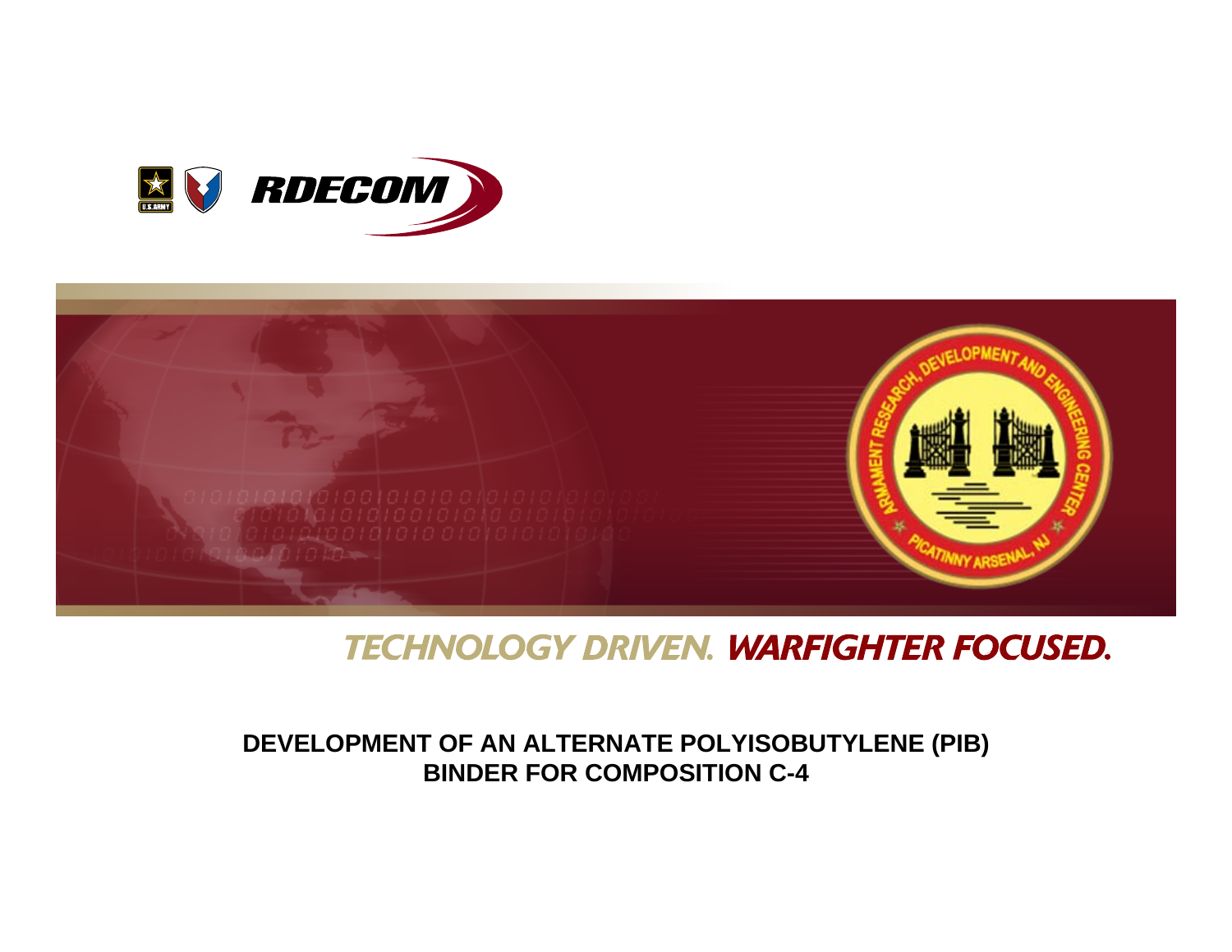RDECOM

ARMAMENT RESEARCH, DEVELOPMENT AND ENGINEERING CENTER
PICATINNY ARSENAL, NJ

TECHNOLOGY DRIVEN. WARFIGHTER FOCUSED.

# DEVELOPMENT OF AN ALTERNATE POLYISOBUTYLENE (PIB) BINDER FOR COMPOSITION C-4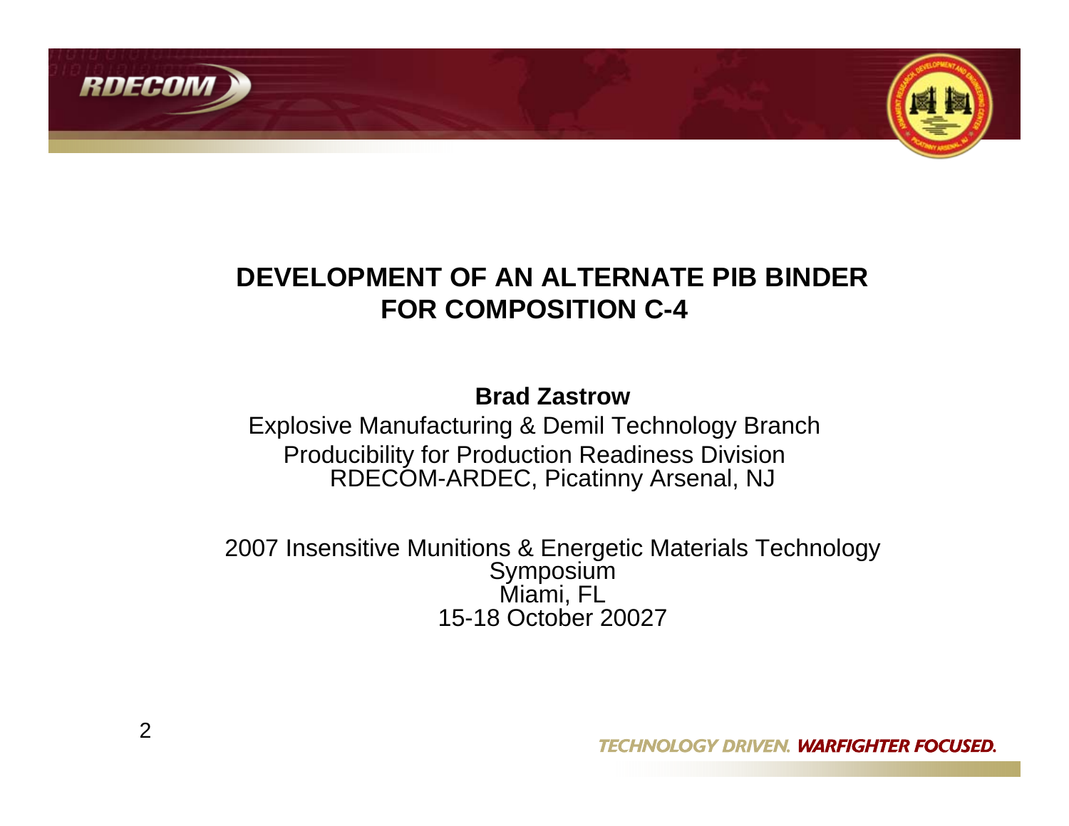# DEVELOPMENT OF AN ALTERNATE PIB BINDER FOR COMPOSITION C-4

**Brad Zastrow**

Explosive Manufacturing & Demil Technology Branch

Producibility for Production Readiness Division

RDECOM-ARDEC, Picatinny Arsenal, NJ

2007 Insensitive Munitions & Energetic Materials Technology Symposium

Miami, FL

15-18 October 20027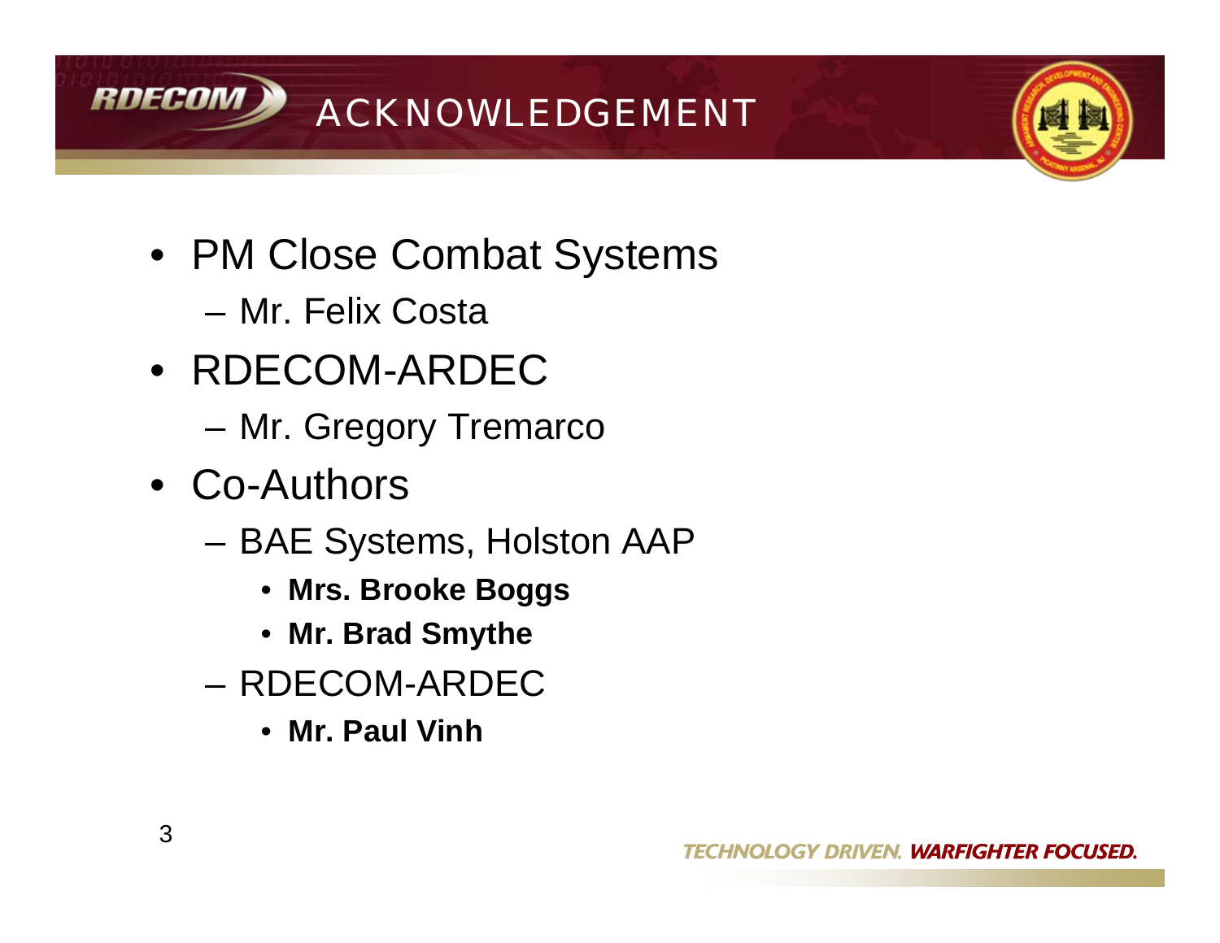# ACKNOWLEDGEMENT

- PM Close Combat Systems
  - Mr. Felix Costa
- RDECOM-ARDEC
  - Mr. Gregory Tremarco
- Co-Authors
  - BAE Systems, Holston AAP
    - **Mrs. Brooke Boggs**
    - **Mr. Brad Smythe**
  - RDECOM-ARDEC
    - **Mr. Paul Vinh**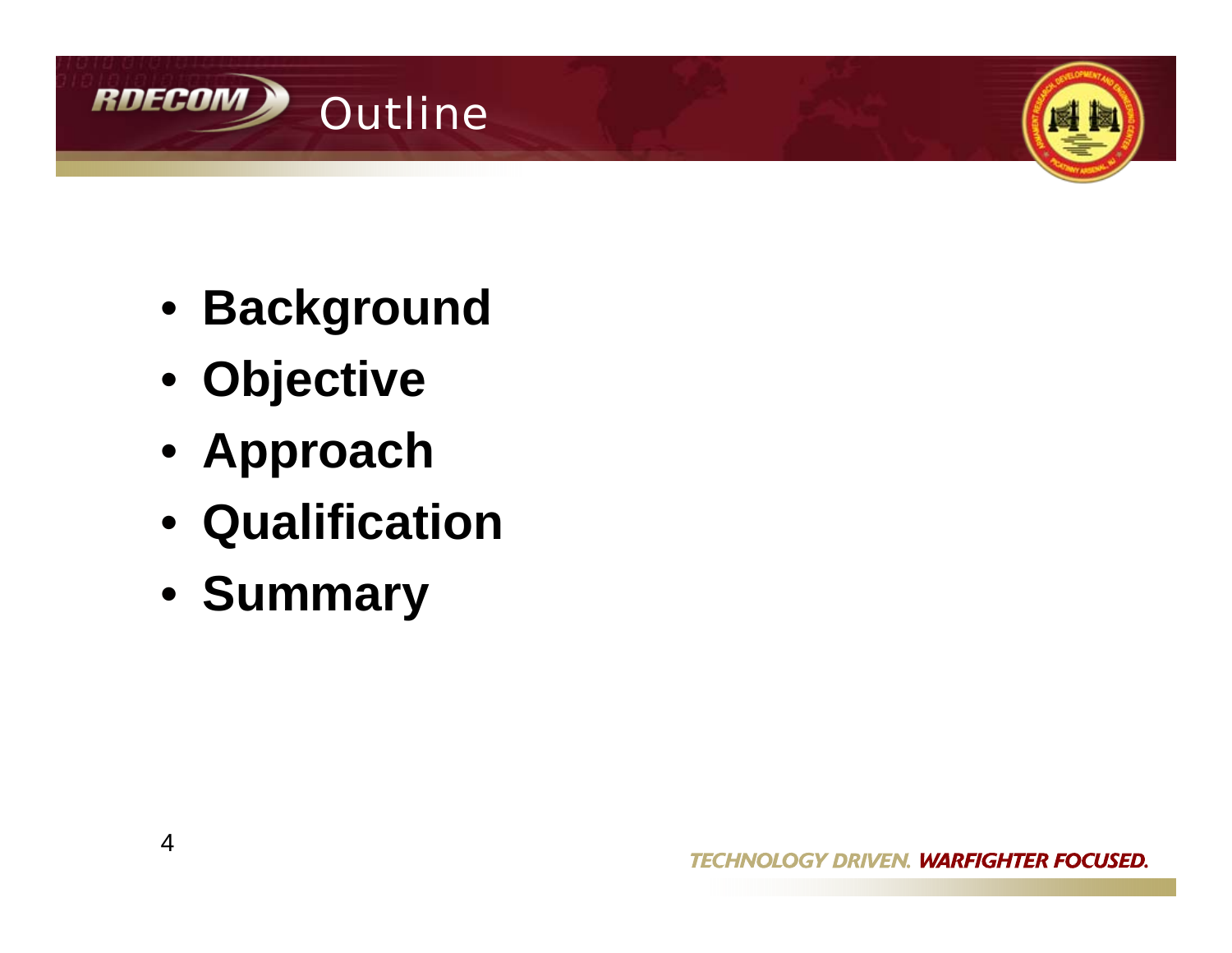# Outline

- **Background**
- **Objective**
- **Approach**
- **Qualification**
- **Summary**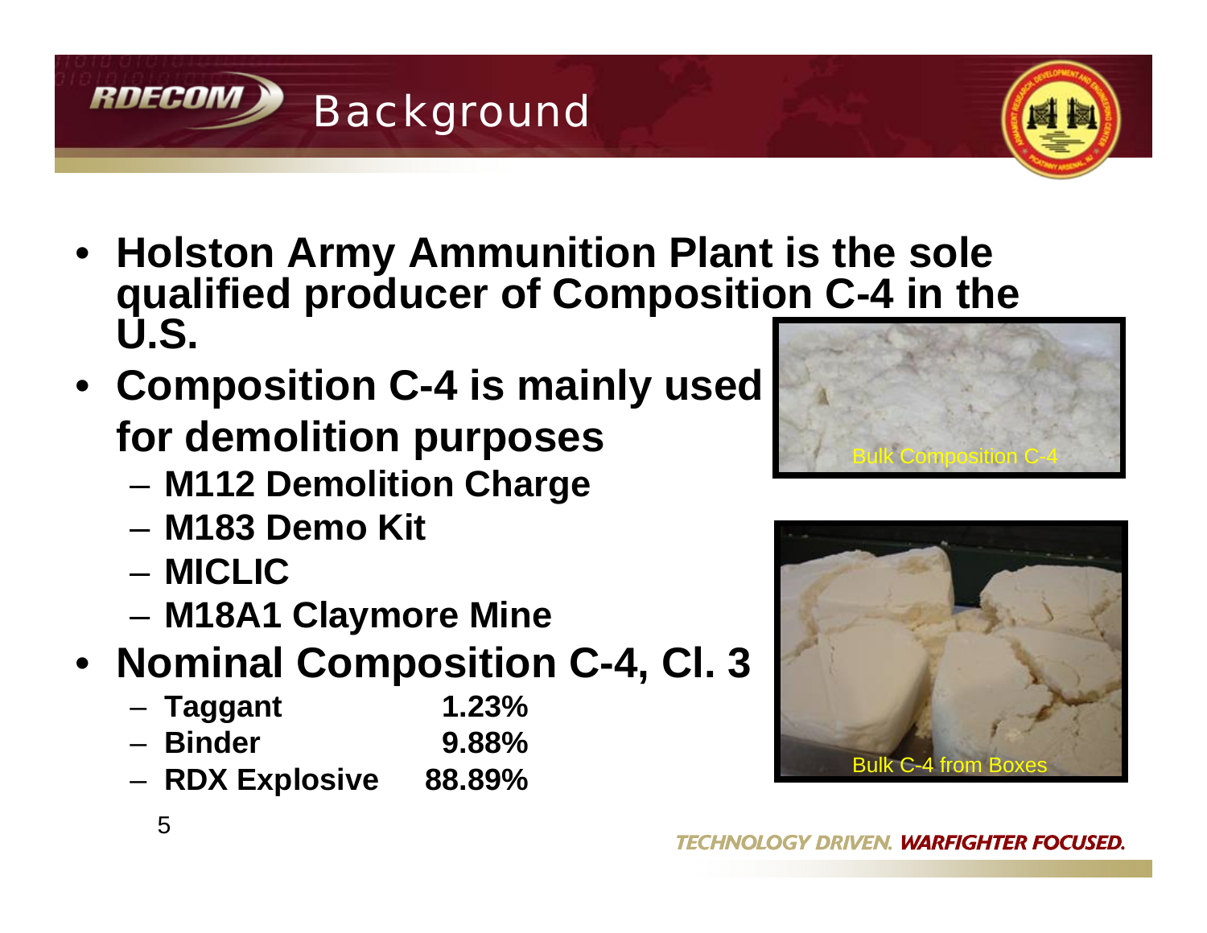# Background

- **Holston Army Ammunition Plant is the sole qualified producer of Composition C-4 in the U.S.**
- **Composition C-4 is mainly used for demolition purposes**
  - **M112 Demolition Charge**
  - **M183 Demo Kit**
  - **MICLIC**
  - **M18A1 Claymore Mine**
- **Nominal Composition C-4, Cl. 3**
  - **Taggant 1.23%**
  - **Binder 9.88%**
  - **RDX Explosive 88.89%**

Bulk Composition C-4

Bulk C-4 from Boxes

TECHNOLOGY DRIVEN. WARFIGHTER FOCUSED.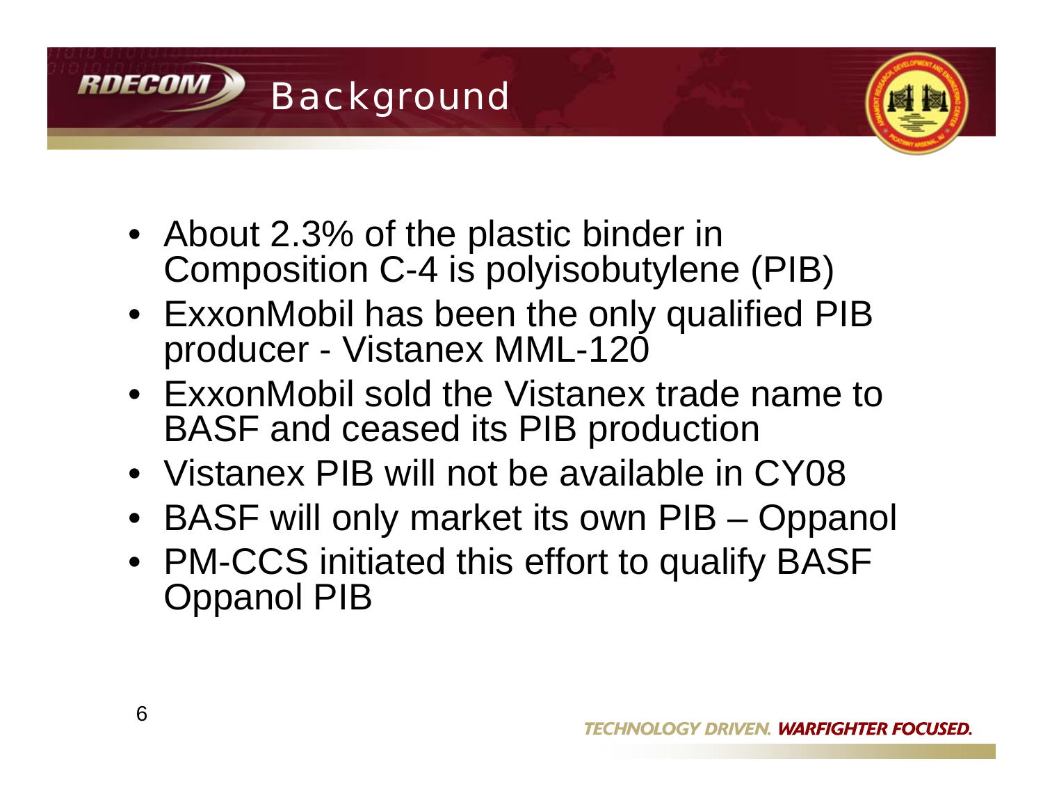## Background

- About 2.3% of the plastic binder in Composition C-4 is polyisobutylene (PIB)
- ExxonMobil has been the only qualified PIB producer - Vistanex MML-120
- ExxonMobil sold the Vistanex trade name to BASF and ceased its PIB production
- Vistanex PIB will not be available in CY08
- BASF will only market its own PIB – Oppanol
- PM-CCS initiated this effort to qualify BASF Oppanol PIB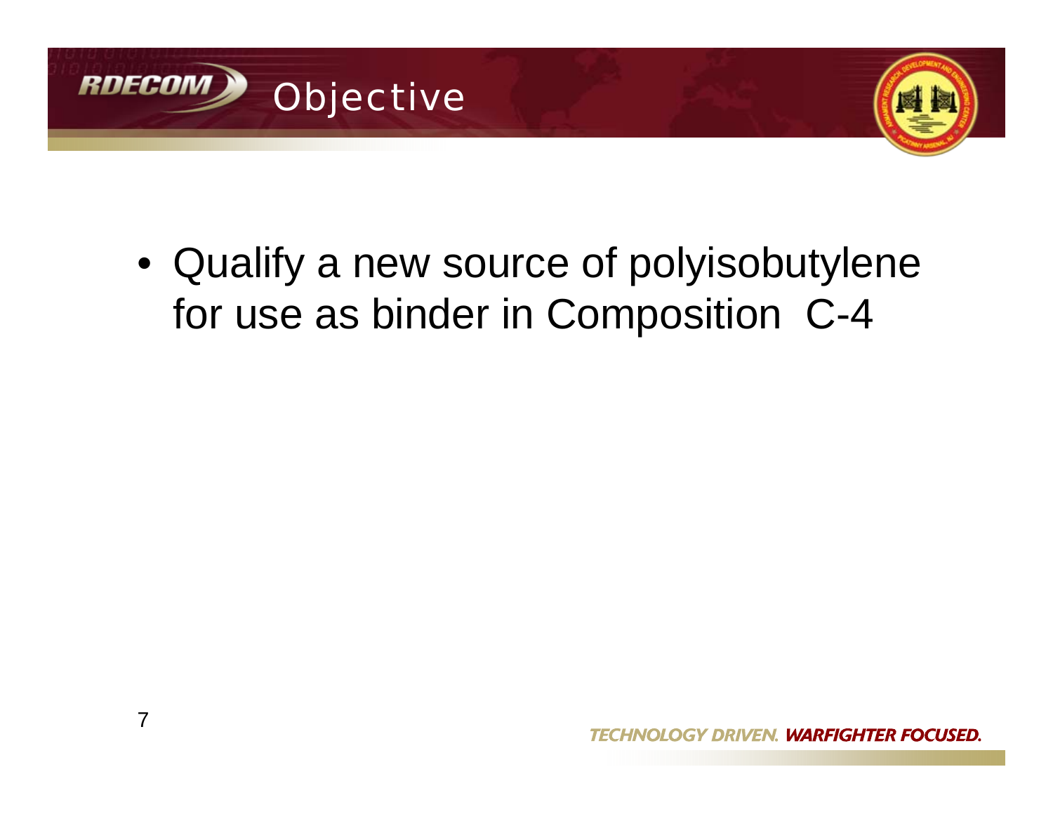# Objective

- Qualify a new source of polyisobutylene for use as binder in Composition C-4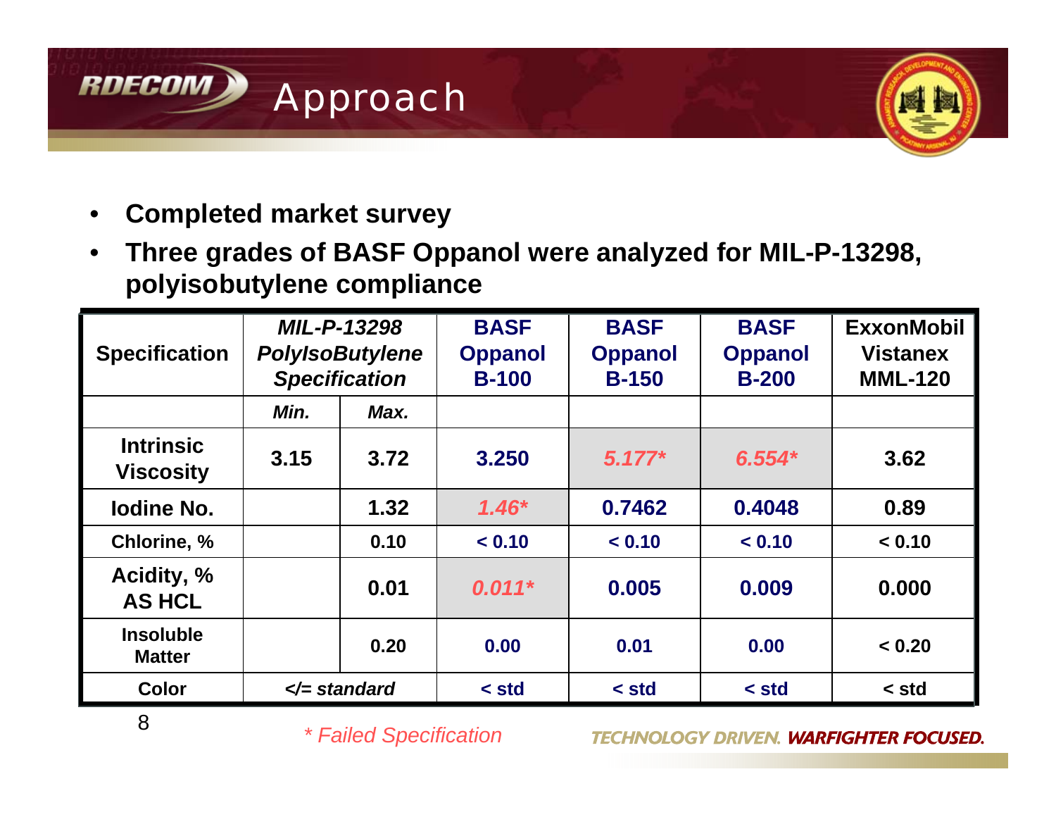# Approach

- **Completed market survey**
- **Three grades of BASF Oppanol were analyzed for MIL-P-13298, polyisobutylene compliance**

| Specification | *MIL-P-13298 PolyIsoButylene Specification* | | BASF Oppanol B-100 | BASF Oppanol B-150 | BASF Oppanol B-200 | ExxonMobil Vistanex MML-120 |
|---|---|---|---|---|---|---|
| | *Min.* | *Max.* | | | | |
| Intrinsic Viscosity | 3.15 | 3.72 | 3.250 | *5.177** | *6.554** | 3.62 |
| Iodine No. | | 1.32 | *1.46** | 0.7462 | 0.4048 | 0.89 |
| Chlorine, % | | 0.10 | < 0.10 | < 0.10 | < 0.10 | < 0.10 |
| Acidity, % AS HCL | | 0.01 | *0.011** | 0.005 | 0.009 | 0.000 |
| Insoluble Matter | | 0.20 | 0.00 | 0.01 | 0.00 | < 0.20 |
| Color | *</= standard* | | < std | < std | < std | < std |

*\* Failed Specification*

TECHNOLOGY DRIVEN. WARFIGHTER FOCUSED.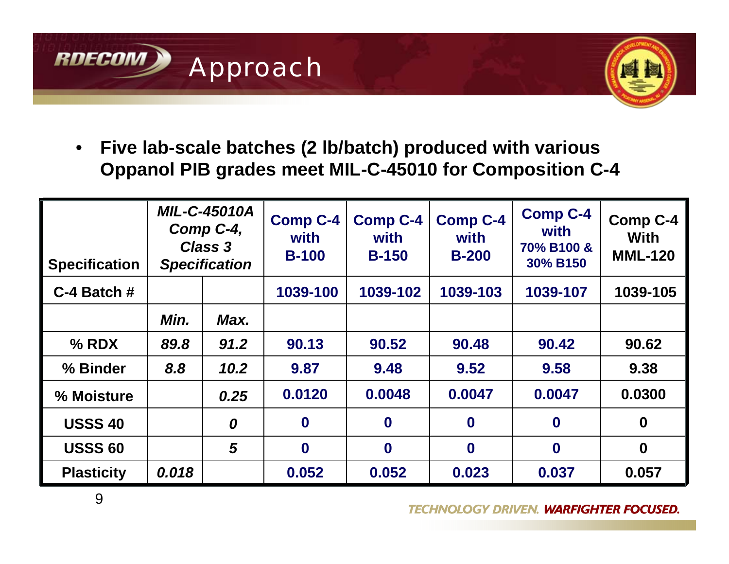# Approach

- **Five lab-scale batches (2 lb/batch) produced with various Oppanol PIB grades meet MIL-C-45010 for Composition C-4**

| Specification | *MIL-C-45010A Comp C-4, Class 3 Specification* | | Comp C-4 with B-100 | Comp C-4 with B-150 | Comp C-4 with B-200 | Comp C-4 with 70% B100 & 30% B150 | Comp C-4 With MML-120 |
|---|---|---|---|---|---|---|---|
| C-4 Batch # | | | 1039-100 | 1039-102 | 1039-103 | 1039-107 | 1039-105 |
| | *Min.* | *Max.* | | | | | |
| % RDX | *89.8* | *91.2* | 90.13 | 90.52 | 90.48 | 90.42 | 90.62 |
| % Binder | *8.8* | *10.2* | 9.87 | 9.48 | 9.52 | 9.58 | 9.38 |
| % Moisture | | *0.25* | 0.0120 | 0.0048 | 0.0047 | 0.0047 | 0.0300 |
| USSS 40 | | *0* | 0 | 0 | 0 | 0 | 0 |
| USSS 60 | | *5* | 0 | 0 | 0 | 0 | 0 |
| Plasticity | *0.018* | | 0.052 | 0.052 | 0.023 | 0.037 | 0.057 |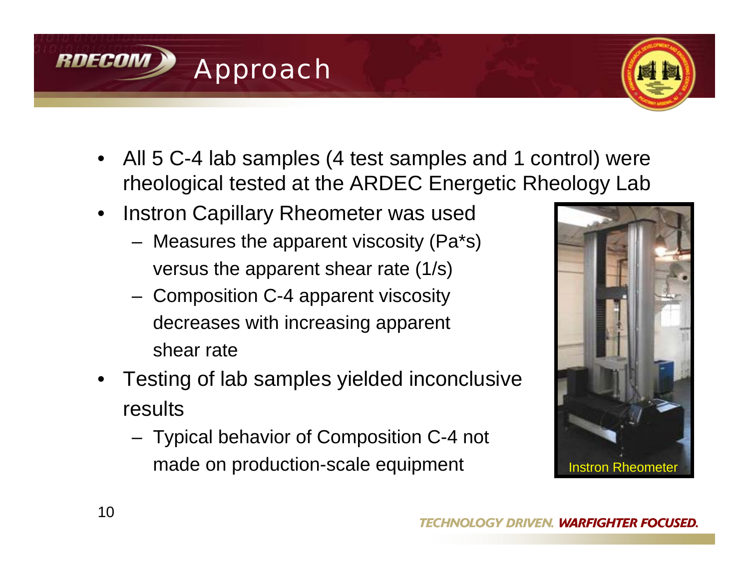# Approach

- All 5 C-4 lab samples (4 test samples and 1 control) were rheological tested at the ARDEC Energetic Rheology Lab
- Instron Capillary Rheometer was used
  - Measures the apparent viscosity (Pa*s) versus the apparent shear rate (1/s)
  - Composition C-4 apparent viscosity decreases with increasing apparent shear rate
- Testing of lab samples yielded inconclusive results
  - Typical behavior of Composition C-4 not made on production-scale equipment

Instron Rheometer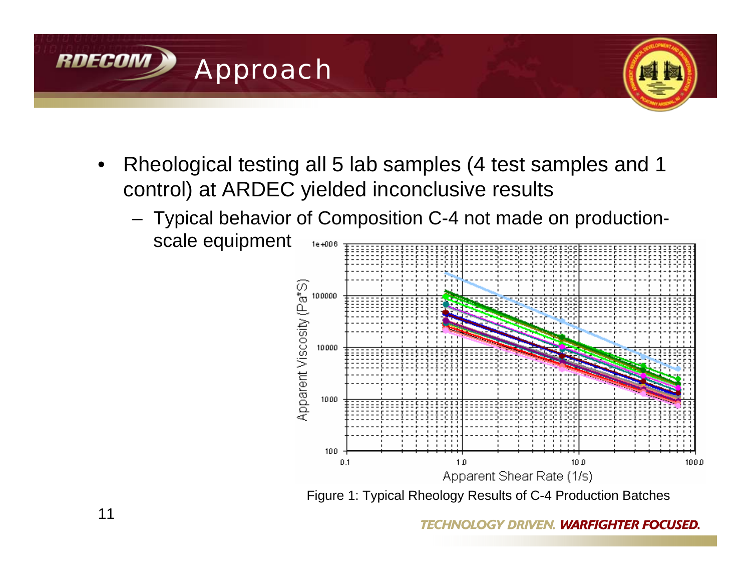# Approach

- Rheological testing all 5 lab samples (4 test samples and 1 control) at ARDEC yielded inconclusive results
  - Typical behavior of Composition C-4 not made on production-scale equipment

Figure 1: Typical Rheology Results of C-4 Production Batches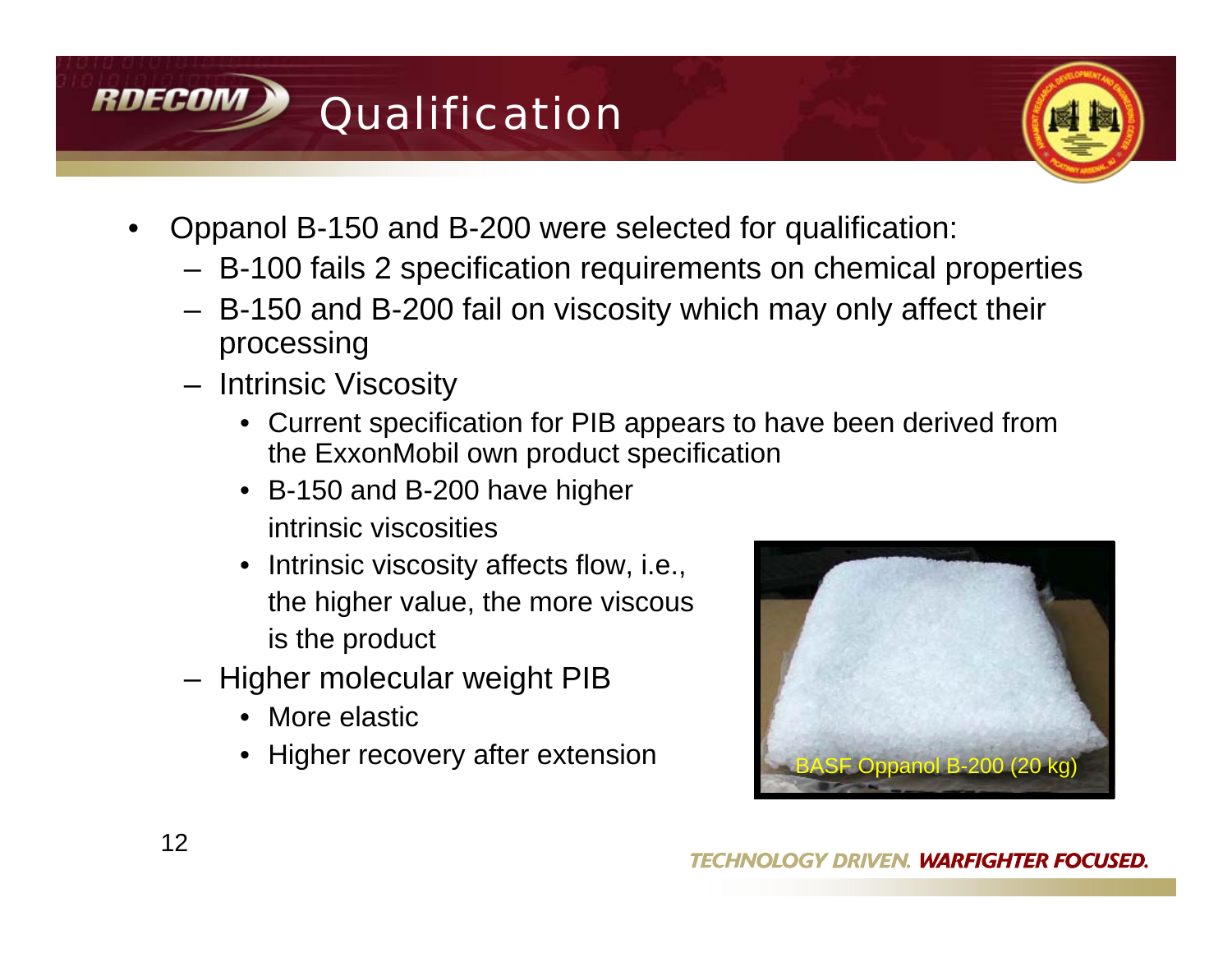# Qualification

- Oppanol B-150 and B-200 were selected for qualification:
  - B-100 fails 2 specification requirements on chemical properties
  - B-150 and B-200 fail on viscosity which may only affect their processing
  - Intrinsic Viscosity
    - Current specification for PIB appears to have been derived from the ExxonMobil own product specification
    - B-150 and B-200 have higher intrinsic viscosities
    - Intrinsic viscosity affects flow, i.e., the higher value, the more viscous is the product
  - Higher molecular weight PIB
    - More elastic
    - Higher recovery after extension

BASF Oppanol B-200 (20 kg)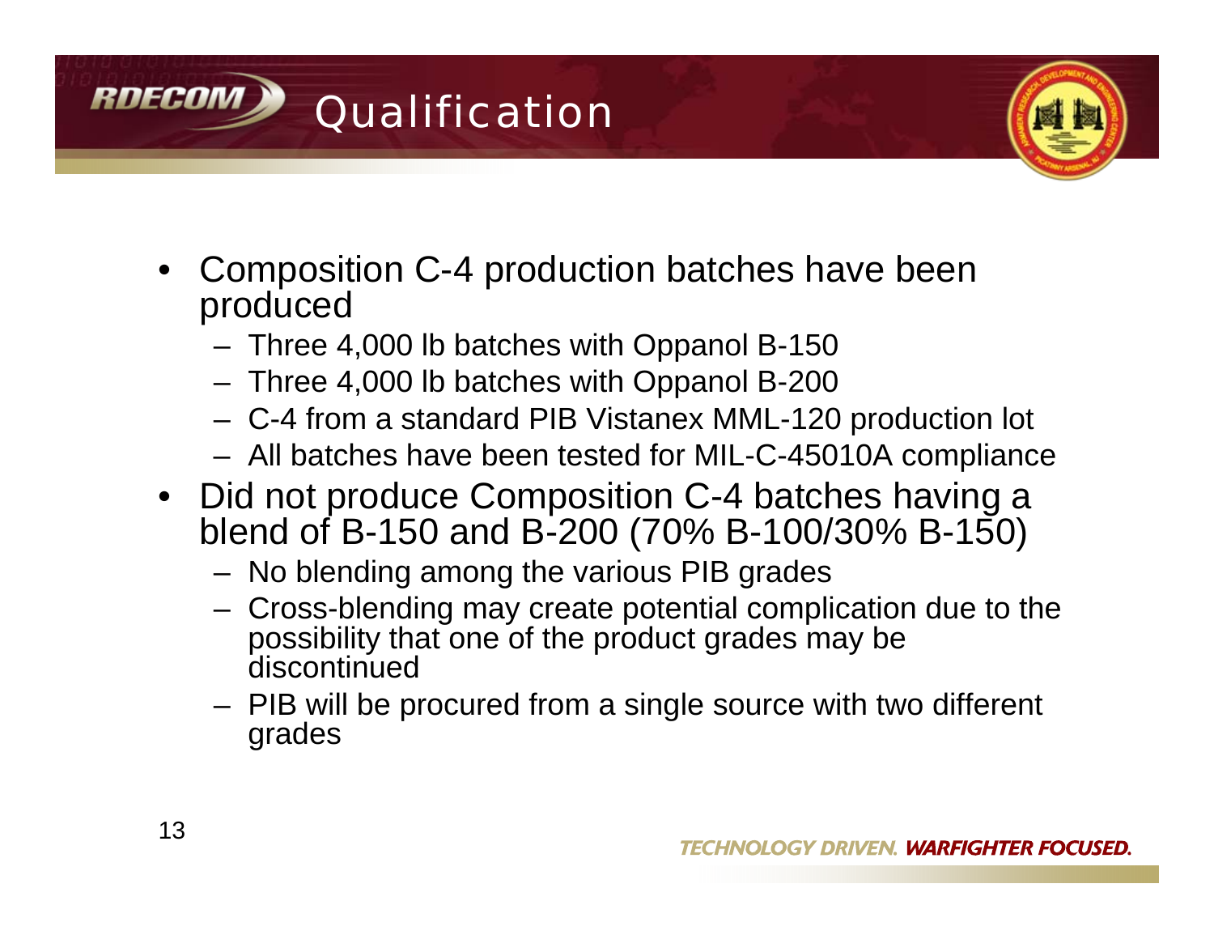# Qualification

- Composition C-4 production batches have been produced
  - Three 4,000 lb batches with Oppanol B-150
  - Three 4,000 lb batches with Oppanol B-200
  - C-4 from a standard PIB Vistanex MML-120 production lot
  - All batches have been tested for MIL-C-45010A compliance
- Did not produce Composition C-4 batches having a blend of B-150 and B-200 (70% B-100/30% B-150)
  - No blending among the various PIB grades
  - Cross-blending may create potential complication due to the possibility that one of the product grades may be discontinued
  - PIB will be procured from a single source with two different grades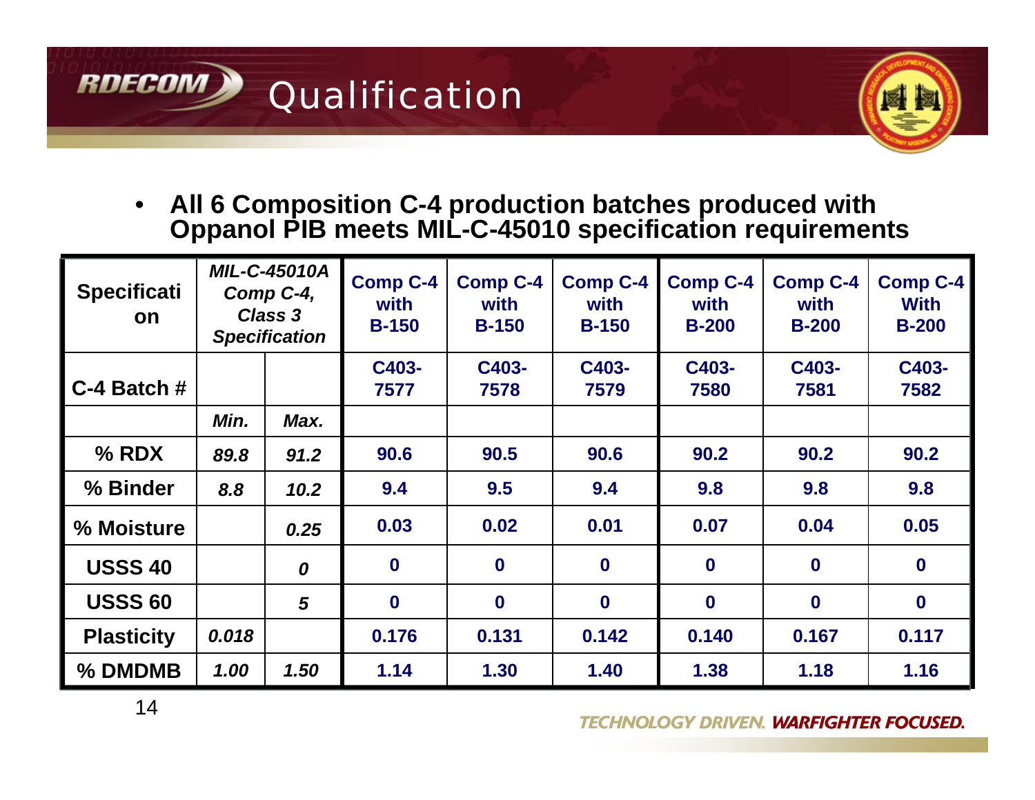# Qualification

- **All 6 Composition C-4 production batches produced with Oppanol PIB meets MIL-C-45010 specification requirements**

| Specification | *MIL-C-45010A Comp C-4, Class 3 Specification* | | Comp C-4 with B-150 | Comp C-4 with B-150 | Comp C-4 with B-150 | Comp C-4 with B-200 | Comp C-4 with B-200 | Comp C-4 With B-200 |
|---|---|---|---|---|---|---|---|---|
| C-4 Batch # | | | C403-7577 | C403-7578 | C403-7579 | C403-7580 | C403-7581 | C403-7582 |
| | *Min.* | *Max.* | | | | | | |
| % RDX | *89.8* | *91.2* | 90.6 | 90.5 | 90.6 | 90.2 | 90.2 | 90.2 |
| % Binder | *8.8* | *10.2* | 9.4 | 9.5 | 9.4 | 9.8 | 9.8 | 9.8 |
| % Moisture | | *0.25* | 0.03 | 0.02 | 0.01 | 0.07 | 0.04 | 0.05 |
| USSS 40 | | *0* | 0 | 0 | 0 | 0 | 0 | 0 |
| USSS 60 | | *5* | 0 | 0 | 0 | 0 | 0 | 0 |
| Plasticity | *0.018* | | 0.176 | 0.131 | 0.142 | 0.140 | 0.167 | 0.117 |
| % DMDMB | *1.00* | *1.50* | 1.14 | 1.30 | 1.40 | 1.38 | 1.18 | 1.16 |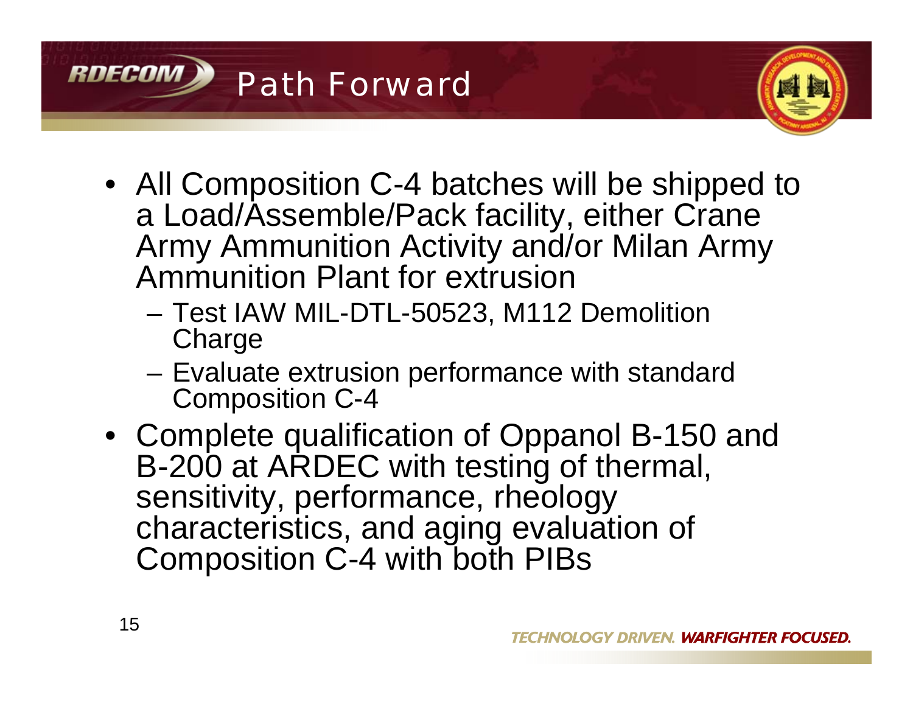# Path Forward

- All Composition C-4 batches will be shipped to a Load/Assemble/Pack facility, either Crane Army Ammunition Activity and/or Milan Army Ammunition Plant for extrusion
  - Test IAW MIL-DTL-50523, M112 Demolition Charge
  - Evaluate extrusion performance with standard Composition C-4
- Complete qualification of Oppanol B-150 and B-200 at ARDEC with testing of thermal, sensitivity, performance, rheology characteristics, and aging evaluation of Composition C-4 with both PIBs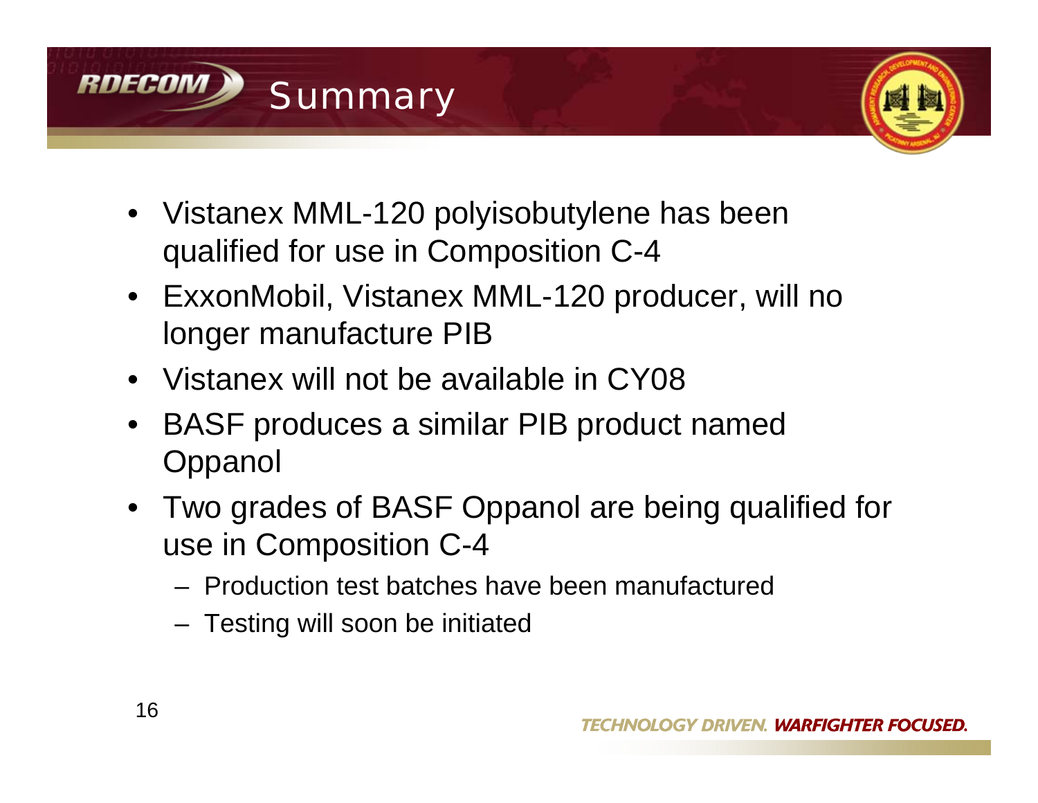# Summary

- Vistanex MML-120 polyisobutylene has been qualified for use in Composition C-4
- ExxonMobil, Vistanex MML-120 producer, will no longer manufacture PIB
- Vistanex will not be available in CY08
- BASF produces a similar PIB product named Oppanol
- Two grades of BASF Oppanol are being qualified for use in Composition C-4
  - Production test batches have been manufactured
  - Testing will soon be initiated